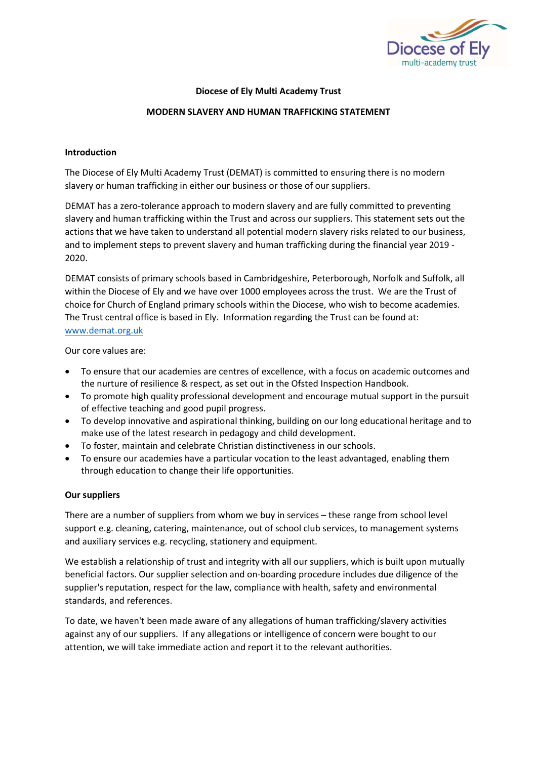**Diocese of Ely Multi Academy Trust**

**MODERN SLAVERY AND HUMAN TRAFFICKING STATEMENT**

## Introduction

The Diocese of Ely Multi Academy Trust (DEMAT) is committed to ensuring there is no modern slavery or human trafficking in either our business or those of our suppliers.

DEMAT has a zero-tolerance approach to modern slavery and are fully committed to preventing slavery and human trafficking within the Trust and across our suppliers. This statement sets out the actions that we have taken to understand all potential modern slavery risks related to our business, and to implement steps to prevent slavery and human trafficking during the financial year 2019 - 2020.

DEMAT consists of primary schools based in Cambridgeshire, Peterborough, Norfolk and Suffolk, all within the Diocese of Ely and we have over 1000 employees across the trust. We are the Trust of choice for Church of England primary schools within the Diocese, who wish to become academies. The Trust central office is based in Ely. Information regarding the Trust can be found at: [www.demat.org.uk](http://www.demat.org.uk)

Our core values are:

- To ensure that our academies are centres of excellence, with a focus on academic outcomes and the nurture of resilience & respect, as set out in the Ofsted Inspection Handbook.
- To promote high quality professional development and encourage mutual support in the pursuit of effective teaching and good pupil progress.
- To develop innovative and aspirational thinking, building on our long educational heritage and to make use of the latest research in pedagogy and child development.
- To foster, maintain and celebrate Christian distinctiveness in our schools.
- To ensure our academies have a particular vocation to the least advantaged, enabling them through education to change their life opportunities.

## Our suppliers

There are a number of suppliers from whom we buy in services – these range from school level support e.g. cleaning, catering, maintenance, out of school club services, to management systems and auxiliary services e.g. recycling, stationery and equipment.

We establish a relationship of trust and integrity with all our suppliers, which is built upon mutually beneficial factors. Our supplier selection and on-boarding procedure includes due diligence of the supplier's reputation, respect for the law, compliance with health, safety and environmental standards, and references.

To date, we haven't been made aware of any allegations of human trafficking/slavery activities against any of our suppliers. If any allegations or intelligence of concern were bought to our attention, we will take immediate action and report it to the relevant authorities.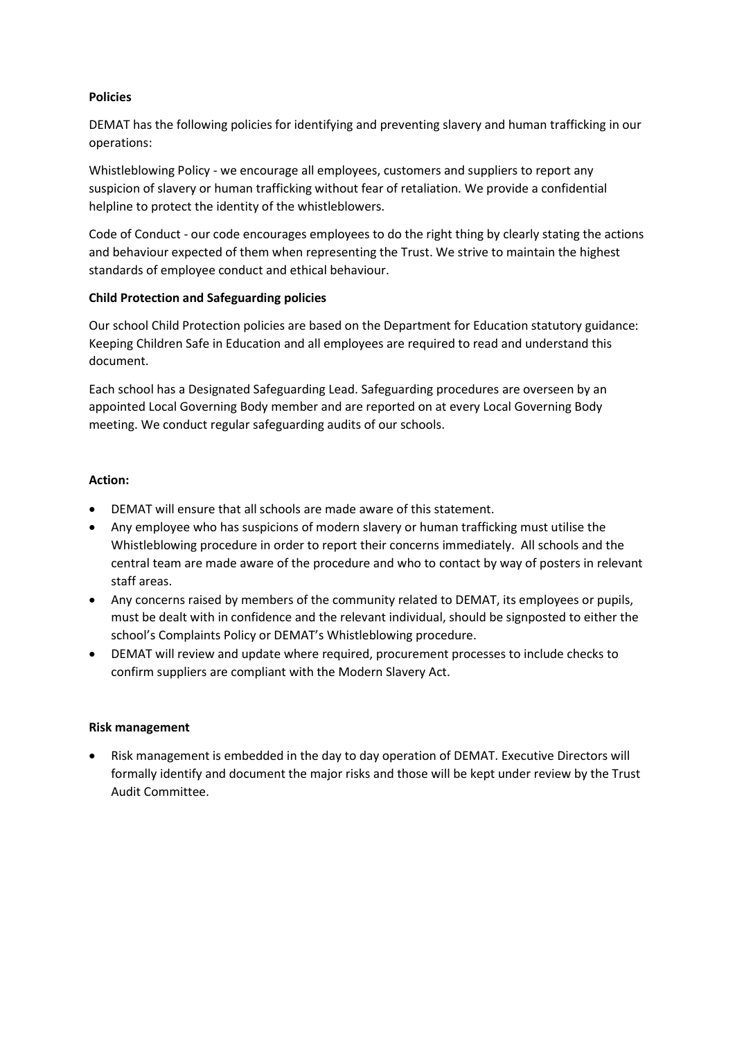**Policies**

DEMAT has the following policies for identifying and preventing slavery and human trafficking in our operations:

Whistleblowing Policy - we encourage all employees, customers and suppliers to report any suspicion of slavery or human trafficking without fear of retaliation. We provide a confidential helpline to protect the identity of the whistleblowers.

Code of Conduct - our code encourages employees to do the right thing by clearly stating the actions and behaviour expected of them when representing the Trust. We strive to maintain the highest standards of employee conduct and ethical behaviour.

**Child Protection and Safeguarding policies**

Our school Child Protection policies are based on the Department for Education statutory guidance: Keeping Children Safe in Education and all employees are required to read and understand this document.

Each school has a Designated Safeguarding Lead. Safeguarding procedures are overseen by an appointed Local Governing Body member and are reported on at every Local Governing Body meeting. We conduct regular safeguarding audits of our schools.

**Action:**

- DEMAT will ensure that all schools are made aware of this statement.
- Any employee who has suspicions of modern slavery or human trafficking must utilise the Whistleblowing procedure in order to report their concerns immediately. All schools and the central team are made aware of the procedure and who to contact by way of posters in relevant staff areas.
- Any concerns raised by members of the community related to DEMAT, its employees or pupils, must be dealt with in confidence and the relevant individual, should be signposted to either the school's Complaints Policy or DEMAT's Whistleblowing procedure.
- DEMAT will review and update where required, procurement processes to include checks to confirm suppliers are compliant with the Modern Slavery Act.

**Risk management**

- Risk management is embedded in the day to day operation of DEMAT. Executive Directors will formally identify and document the major risks and those will be kept under review by the Trust Audit Committee.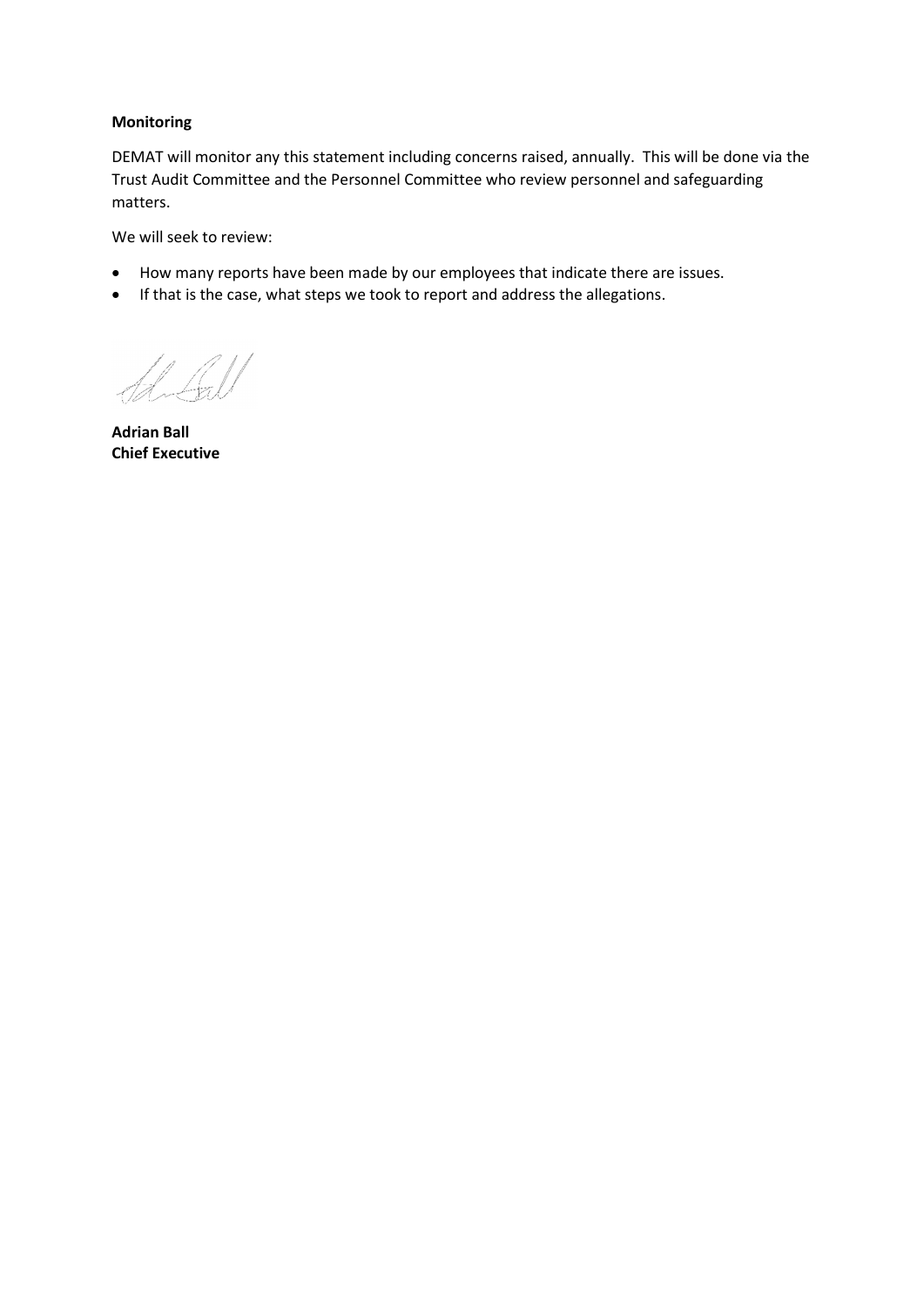**Monitoring**

DEMAT will monitor any this statement including concerns raised, annually. This will be done via the Trust Audit Committee and the Personnel Committee who review personnel and safeguarding matters.

We will seek to review:

- How many reports have been made by our employees that indicate there are issues.
- If that is the case, what steps we took to report and address the allegations.

**Adrian Ball**
**Chief Executive**